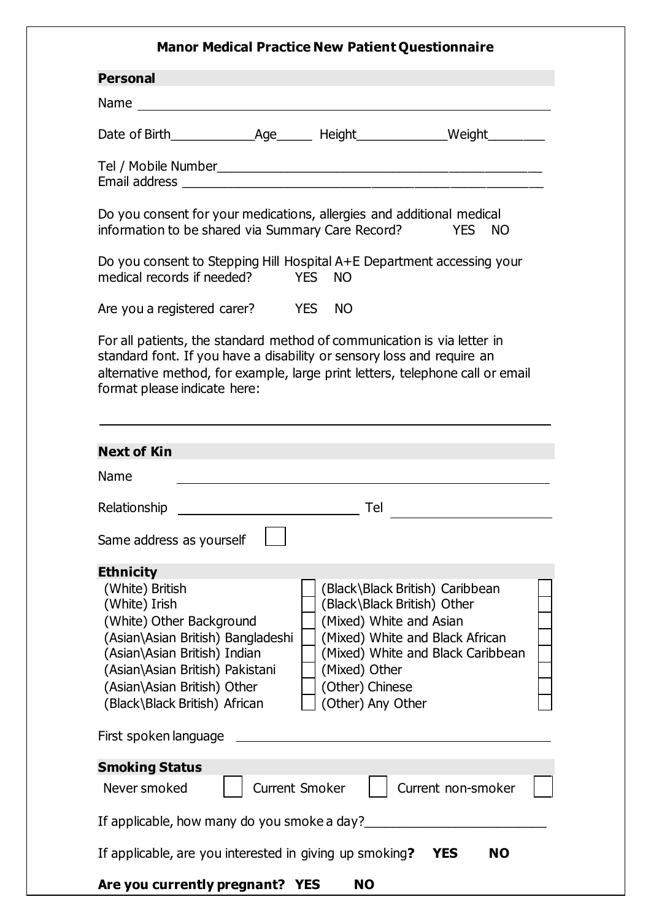# Manor Medical Practice New Patient Questionnaire

## Personal

Name ______________________________________________

Date of Birth___________Age_____ Height____________Weight________

Tel / Mobile Number__________________________________________
Email address ______________________________________________

Do you consent for your medications, allergies and additional medical information to be shared via Summary Care Record? YES NO

Do you consent to Stepping Hill Hospital A+E Department accessing your medical records if needed? YES NO

Are you a registered carer? YES NO

For all patients, the standard method of communication is via letter in standard font. If you have a disability or sensory loss and require an alternative method, for example, large print letters, telephone call or email format please indicate here:

______________________________________________

## Next of Kin

Name ______________________________________________

Relationship ______________________ Tel ____________________

Same address as yourself ☐

## Ethnicity

| | | | |
|---|---|---|---|
| (White) British | ☐ | (Black\Black British) Caribbean | ☐ |
| (White) Irish | ☐ | (Black\Black British) Other | ☐ |
| (White) Other Background | ☐ | (Mixed) White and Asian | ☐ |
| (Asian\Asian British) Bangladeshi | ☐ | (Mixed) White and Black African | ☐ |
| (Asian\Asian British) Indian | ☐ | (Mixed) White and Black Caribbean | ☐ |
| (Asian\Asian British) Pakistani | ☐ | (Mixed) Other | ☐ |
| (Asian\Asian British) Other | ☐ | (Other) Chinese | ☐ |
| (Black\Black British) African | ☐ | (Other) Any Other | ☐ |

First spoken language ______________________________________

## Smoking Status

Never smoked ☐ Current Smoker ☐ Current non-smoker ☐

If applicable, how many do you smoke a day?_______________________

If applicable, are you interested in giving up smoking**?** **YES** **NO**

**Are you currently pregnant? YES NO**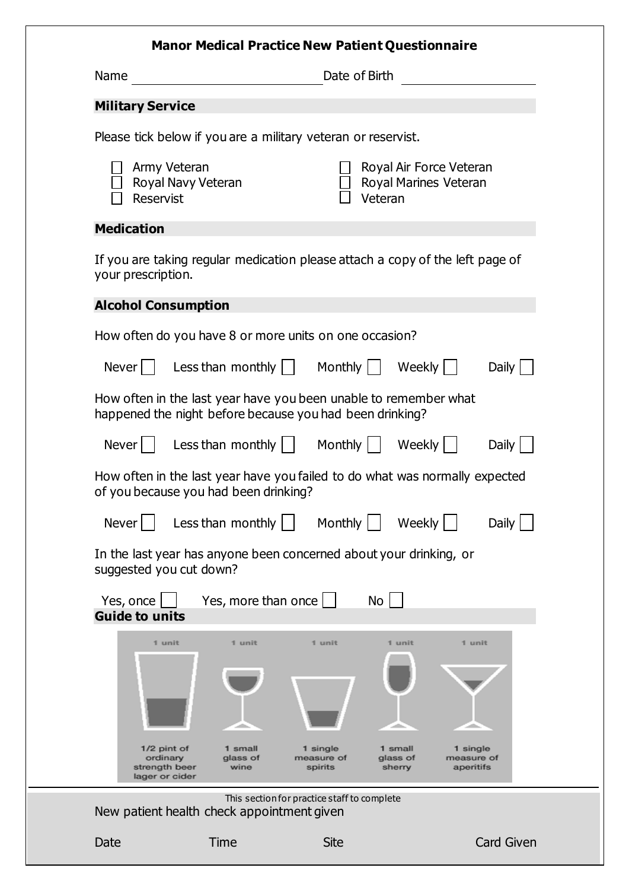# Manor Medical Practice New Patient Questionnaire

Name ______________________ Date of Birth ______________________

## Military Service

Please tick below if you are a military veteran or reservist.

- ☐ Army Veteran
- ☐ Royal Navy Veteran
- ☐ Reservist
- ☐ Royal Air Force Veteran
- ☐ Royal Marines Veteran
- ☐ Veteran

## Medication

If you are taking regular medication please attach a copy of the left page of your prescription.

## Alcohol Consumption

How often do you have 8 or more units on one occasion?

Never ☐ Less than monthly ☐ Monthly ☐ Weekly ☐ Daily ☐

How often in the last year have you been unable to remember what happened the night before because you had been drinking?

Never ☐ Less than monthly ☐ Monthly ☐ Weekly ☐ Daily ☐

How often in the last year have you failed to do what was normally expected of you because you had been drinking?

Never ☐ Less than monthly ☐ Monthly ☐ Weekly ☐ Daily ☐

In the last year has anyone been concerned about your drinking, or suggested you cut down?

Yes, once ☐ Yes, more than once ☐ No ☐

## Guide to units

1 unit
1/2 pint of ordinary strength beer lager or cider

1 unit
1 small glass of wine

1 unit
1 single measure of spirits

1 unit
1 small glass of sherry

1 unit
1 single measure of aperitifs

---

This section for practice staff to complete

New patient health check appointment given

Date Time Site Card Given